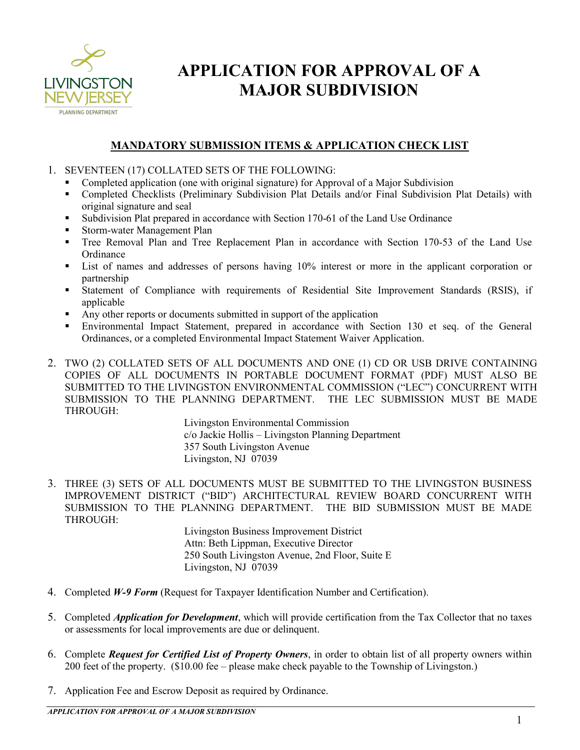LIVINGSTON NEW JERSEY
PLANNING DEPARTMENT

# APPLICATION FOR APPROVAL OF A MAJOR SUBDIVISION

## MANDATORY SUBMISSION ITEMS & APPLICATION CHECK LIST

1. SEVENTEEN (17) COLLATED SETS OF THE FOLLOWING:
   - Completed application (one with original signature) for Approval of a Major Subdivision
   - Completed Checklists (Preliminary Subdivision Plat Details and/or Final Subdivision Plat Details) with original signature and seal
   - Subdivision Plat prepared in accordance with Section 170-61 of the Land Use Ordinance
   - Storm-water Management Plan
   - Tree Removal Plan and Tree Replacement Plan in accordance with Section 170-53 of the Land Use Ordinance
   - List of names and addresses of persons having 10% interest or more in the applicant corporation or partnership
   - Statement of Compliance with requirements of Residential Site Improvement Standards (RSIS), if applicable
   - Any other reports or documents submitted in support of the application
   - Environmental Impact Statement, prepared in accordance with Section 130 et seq. of the General Ordinances, or a completed Environmental Impact Statement Waiver Application.

2. TWO (2) COLLATED SETS OF ALL DOCUMENTS AND ONE (1) CD OR USB DRIVE CONTAINING COPIES OF ALL DOCUMENTS IN PORTABLE DOCUMENT FORMAT (PDF) MUST ALSO BE SUBMITTED TO THE LIVINGSTON ENVIRONMENTAL COMMISSION ("LEC") CONCURRENT WITH SUBMISSION TO THE PLANNING DEPARTMENT. THE LEC SUBMISSION MUST BE MADE THROUGH:

   Livingston Environmental Commission
   c/o Jackie Hollis – Livingston Planning Department
   357 South Livingston Avenue
   Livingston, NJ 07039

3. THREE (3) SETS OF ALL DOCUMENTS MUST BE SUBMITTED TO THE LIVINGSTON BUSINESS IMPROVEMENT DISTRICT ("BID") ARCHITECTURAL REVIEW BOARD CONCURRENT WITH SUBMISSION TO THE PLANNING DEPARTMENT. THE BID SUBMISSION MUST BE MADE THROUGH:

   Livingston Business Improvement District
   Attn: Beth Lippman, Executive Director
   250 South Livingston Avenue, 2nd Floor, Suite E
   Livingston, NJ 07039

4. Completed ***W-9 Form*** (Request for Taxpayer Identification Number and Certification).

5. Completed ***Application for Development***, which will provide certification from the Tax Collector that no taxes or assessments for local improvements are due or delinquent.

6. Complete ***Request for Certified List of Property Owners***, in order to obtain list of all property owners within 200 feet of the property. ($10.00 fee – please make check payable to the Township of Livingston.)

7. Application Fee and Escrow Deposit as required by Ordinance.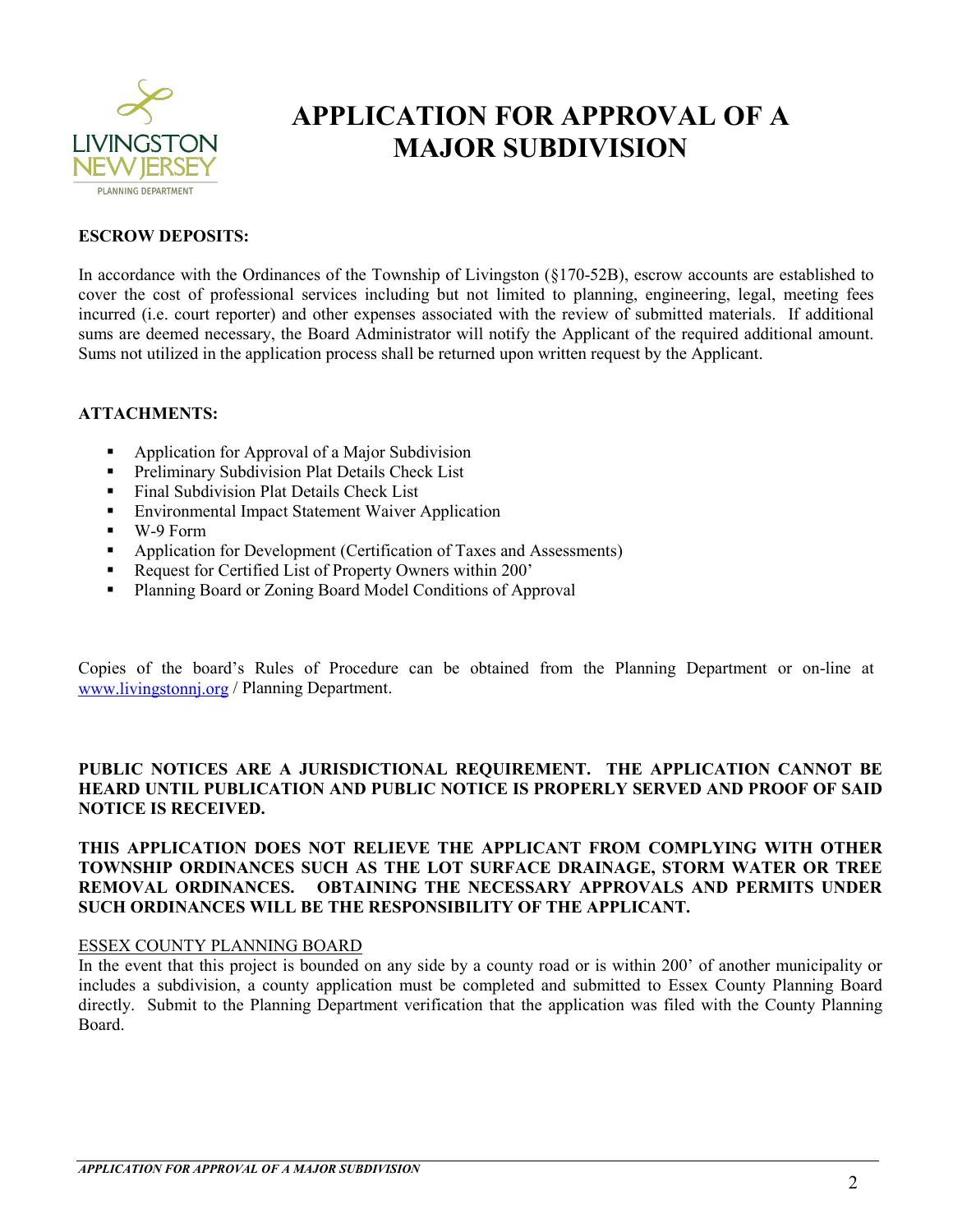# APPLICATION FOR APPROVAL OF A MAJOR SUBDIVISION

**ESCROW DEPOSITS:**

In accordance with the Ordinances of the Township of Livingston (§170-52B), escrow accounts are established to cover the cost of professional services including but not limited to planning, engineering, legal, meeting fees incurred (i.e. court reporter) and other expenses associated with the review of submitted materials. If additional sums are deemed necessary, the Board Administrator will notify the Applicant of the required additional amount. Sums not utilized in the application process shall be returned upon written request by the Applicant.

**ATTACHMENTS:**

- Application for Approval of a Major Subdivision
- Preliminary Subdivision Plat Details Check List
- Final Subdivision Plat Details Check List
- Environmental Impact Statement Waiver Application
- W-9 Form
- Application for Development (Certification of Taxes and Assessments)
- Request for Certified List of Property Owners within 200'
- Planning Board or Zoning Board Model Conditions of Approval

Copies of the board's Rules of Procedure can be obtained from the Planning Department or on-line at www.livingstonnj.org / Planning Department.

**PUBLIC NOTICES ARE A JURISDICTIONAL REQUIREMENT. THE APPLICATION CANNOT BE HEARD UNTIL PUBLICATION AND PUBLIC NOTICE IS PROPERLY SERVED AND PROOF OF SAID NOTICE IS RECEIVED.**

**THIS APPLICATION DOES NOT RELIEVE THE APPLICANT FROM COMPLYING WITH OTHER TOWNSHIP ORDINANCES SUCH AS THE LOT SURFACE DRAINAGE, STORM WATER OR TREE REMOVAL ORDINANCES. OBTAINING THE NECESSARY APPROVALS AND PERMITS UNDER SUCH ORDINANCES WILL BE THE RESPONSIBILITY OF THE APPLICANT.**

ESSEX COUNTY PLANNING BOARD

In the event that this project is bounded on any side by a county road or is within 200' of another municipality or includes a subdivision, a county application must be completed and submitted to Essex County Planning Board directly. Submit to the Planning Department verification that the application was filed with the County Planning Board.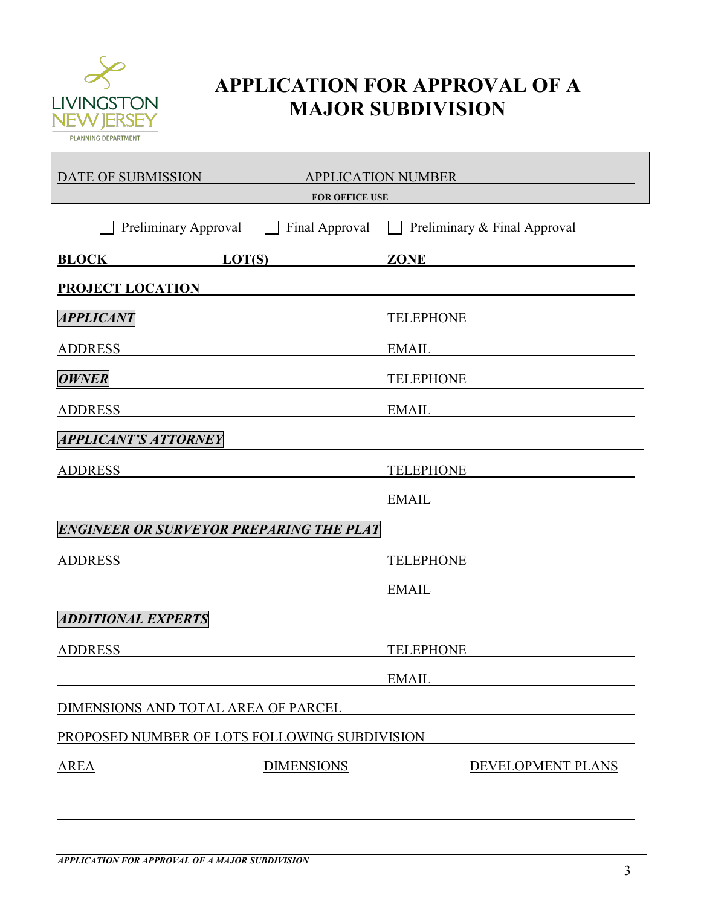# APPLICATION FOR APPROVAL OF A MAJOR SUBDIVISION

LIVINGSTON NEW JERSEY
PLANNING DEPARTMENT

DATE OF SUBMISSION ____________ APPLICATION NUMBER ____________

**FOR OFFICE USE**

☐ Preliminary Approval ☐ Final Approval ☐ Preliminary & Final Approval

**BLOCK** ____________ **LOT(S)** ____________ **ZONE** ____________

**PROJECT LOCATION** ____________

***APPLICANT*** ____________ TELEPHONE ____________

ADDRESS ____________ EMAIL ____________

***OWNER*** ____________ TELEPHONE ____________

ADDRESS ____________ EMAIL ____________

***APPLICANT'S ATTORNEY*** ____________

ADDRESS ____________ TELEPHONE ____________

____________ EMAIL ____________

***ENGINEER OR SURVEYOR PREPARING THE PLAT*** ____________

ADDRESS ____________ TELEPHONE ____________

____________ EMAIL ____________

***ADDITIONAL EXPERTS*** ____________

ADDRESS ____________ TELEPHONE ____________

____________ EMAIL ____________

DIMENSIONS AND TOTAL AREA OF PARCEL ____________

PROPOSED NUMBER OF LOTS FOLLOWING SUBDIVISION ____________

| AREA | DIMENSIONS | DEVELOPMENT PLANS |
|---|---|---|
| | | |
| | | |
| | | |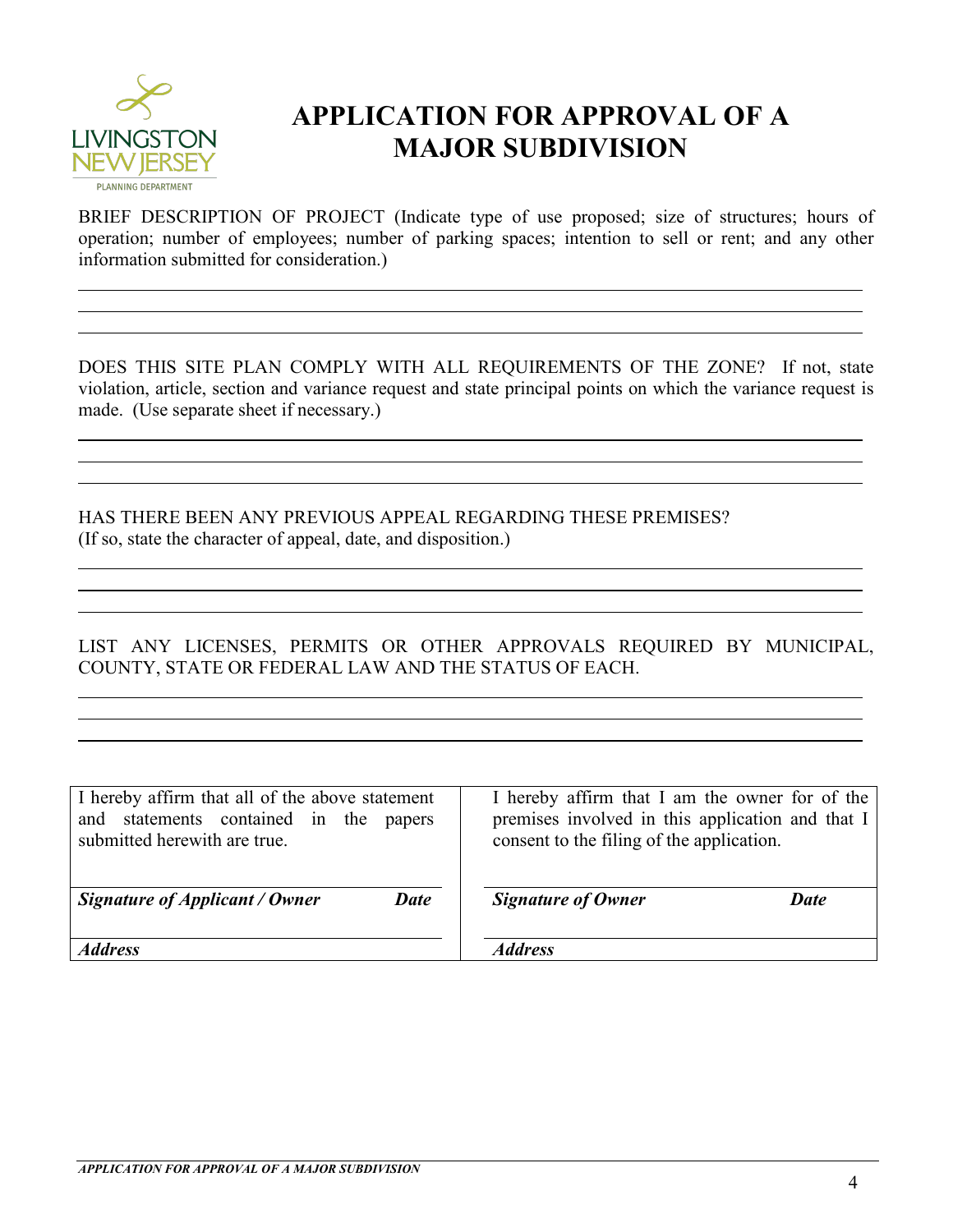LIVINGSTON NEW JERSEY
PLANNING DEPARTMENT

# APPLICATION FOR APPROVAL OF A MAJOR SUBDIVISION

BRIEF DESCRIPTION OF PROJECT (Indicate type of use proposed; size of structures; hours of operation; number of employees; number of parking spaces; intention to sell or rent; and any other information submitted for consideration.)

\_\_\_\_\_\_\_\_\_\_\_\_\_\_\_\_\_\_\_\_\_\_\_\_\_\_\_\_\_\_\_\_\_\_\_\_\_\_\_\_\_\_\_\_\_\_\_\_\_\_\_\_\_\_\_\_\_\_\_\_\_\_\_\_\_\_\_\_\_\_

\_\_\_\_\_\_\_\_\_\_\_\_\_\_\_\_\_\_\_\_\_\_\_\_\_\_\_\_\_\_\_\_\_\_\_\_\_\_\_\_\_\_\_\_\_\_\_\_\_\_\_\_\_\_\_\_\_\_\_\_\_\_\_\_\_\_\_\_\_\_

\_\_\_\_\_\_\_\_\_\_\_\_\_\_\_\_\_\_\_\_\_\_\_\_\_\_\_\_\_\_\_\_\_\_\_\_\_\_\_\_\_\_\_\_\_\_\_\_\_\_\_\_\_\_\_\_\_\_\_\_\_\_\_\_\_\_\_\_\_\_

DOES THIS SITE PLAN COMPLY WITH ALL REQUIREMENTS OF THE ZONE? If not, state violation, article, section and variance request and state principal points on which the variance request is made. (Use separate sheet if necessary.)

\_\_\_\_\_\_\_\_\_\_\_\_\_\_\_\_\_\_\_\_\_\_\_\_\_\_\_\_\_\_\_\_\_\_\_\_\_\_\_\_\_\_\_\_\_\_\_\_\_\_\_\_\_\_\_\_\_\_\_\_\_\_\_\_\_\_\_\_\_\_

\_\_\_\_\_\_\_\_\_\_\_\_\_\_\_\_\_\_\_\_\_\_\_\_\_\_\_\_\_\_\_\_\_\_\_\_\_\_\_\_\_\_\_\_\_\_\_\_\_\_\_\_\_\_\_\_\_\_\_\_\_\_\_\_\_\_\_\_\_\_

\_\_\_\_\_\_\_\_\_\_\_\_\_\_\_\_\_\_\_\_\_\_\_\_\_\_\_\_\_\_\_\_\_\_\_\_\_\_\_\_\_\_\_\_\_\_\_\_\_\_\_\_\_\_\_\_\_\_\_\_\_\_\_\_\_\_\_\_\_\_

HAS THERE BEEN ANY PREVIOUS APPEAL REGARDING THESE PREMISES?
(If so, state the character of appeal, date, and disposition.)

\_\_\_\_\_\_\_\_\_\_\_\_\_\_\_\_\_\_\_\_\_\_\_\_\_\_\_\_\_\_\_\_\_\_\_\_\_\_\_\_\_\_\_\_\_\_\_\_\_\_\_\_\_\_\_\_\_\_\_\_\_\_\_\_\_\_\_\_\_\_

\_\_\_\_\_\_\_\_\_\_\_\_\_\_\_\_\_\_\_\_\_\_\_\_\_\_\_\_\_\_\_\_\_\_\_\_\_\_\_\_\_\_\_\_\_\_\_\_\_\_\_\_\_\_\_\_\_\_\_\_\_\_\_\_\_\_\_\_\_\_

\_\_\_\_\_\_\_\_\_\_\_\_\_\_\_\_\_\_\_\_\_\_\_\_\_\_\_\_\_\_\_\_\_\_\_\_\_\_\_\_\_\_\_\_\_\_\_\_\_\_\_\_\_\_\_\_\_\_\_\_\_\_\_\_\_\_\_\_\_\_

LIST ANY LICENSES, PERMITS OR OTHER APPROVALS REQUIRED BY MUNICIPAL, COUNTY, STATE OR FEDERAL LAW AND THE STATUS OF EACH.

\_\_\_\_\_\_\_\_\_\_\_\_\_\_\_\_\_\_\_\_\_\_\_\_\_\_\_\_\_\_\_\_\_\_\_\_\_\_\_\_\_\_\_\_\_\_\_\_\_\_\_\_\_\_\_\_\_\_\_\_\_\_\_\_\_\_\_\_\_\_

\_\_\_\_\_\_\_\_\_\_\_\_\_\_\_\_\_\_\_\_\_\_\_\_\_\_\_\_\_\_\_\_\_\_\_\_\_\_\_\_\_\_\_\_\_\_\_\_\_\_\_\_\_\_\_\_\_\_\_\_\_\_\_\_\_\_\_\_\_\_

\_\_\_\_\_\_\_\_\_\_\_\_\_\_\_\_\_\_\_\_\_\_\_\_\_\_\_\_\_\_\_\_\_\_\_\_\_\_\_\_\_\_\_\_\_\_\_\_\_\_\_\_\_\_\_\_\_\_\_\_\_\_\_\_\_\_\_\_\_\_

| | |
|---|---|
| I hereby affirm that all of the above statement and statements contained in the papers submitted herewith are true. | I hereby affirm that I am the owner for of the premises involved in this application and that I consent to the filing of the application. |
| ***Signature of Applicant / Owner*** ***Date*** | ***Signature of Owner*** ***Date*** |
| ***Address*** | ***Address*** |